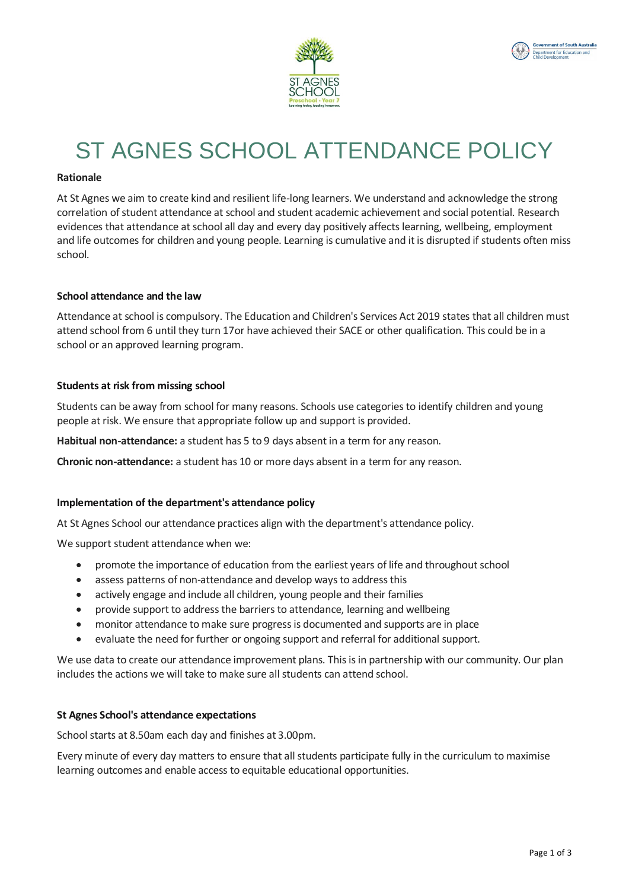# ST AGNES SCHOOL ATTENDANCE POLICY

**Rationale**

At St Agnes we aim to create kind and resilient life-long learners. We understand and acknowledge the strong correlation of student attendance at school and student academic achievement and social potential. Research evidences that attendance at school all day and every day positively affects learning, wellbeing, employment and life outcomes for children and young people. Learning is cumulative and it is disrupted if students often miss school.

**School attendance and the law**

Attendance at school is compulsory. The Education and Children's Services Act 2019 states that all children must attend school from 6 until they turn 17or have achieved their SACE or other qualification. This could be in a school or an approved learning program.

**Students at risk from missing school**

Students can be away from school for many reasons. Schools use categories to identify children and young people at risk. We ensure that appropriate follow up and support is provided.

**Habitual non-attendance:** a student has 5 to 9 days absent in a term for any reason.

**Chronic non-attendance:** a student has 10 or more days absent in a term for any reason.

**Implementation of the department's attendance policy**

At St Agnes School our attendance practices align with the department's attendance policy.

We support student attendance when we:

- promote the importance of education from the earliest years of life and throughout school
- assess patterns of non-attendance and develop ways to address this
- actively engage and include all children, young people and their families
- provide support to address the barriers to attendance, learning and wellbeing
- monitor attendance to make sure progress is documented and supports are in place
- evaluate the need for further or ongoing support and referral for additional support.

We use data to create our attendance improvement plans. This is in partnership with our community. Our plan includes the actions we will take to make sure all students can attend school.

**St Agnes School's attendance expectations**

School starts at 8.50am each day and finishes at 3.00pm.

Every minute of every day matters to ensure that all students participate fully in the curriculum to maximise learning outcomes and enable access to equitable educational opportunities.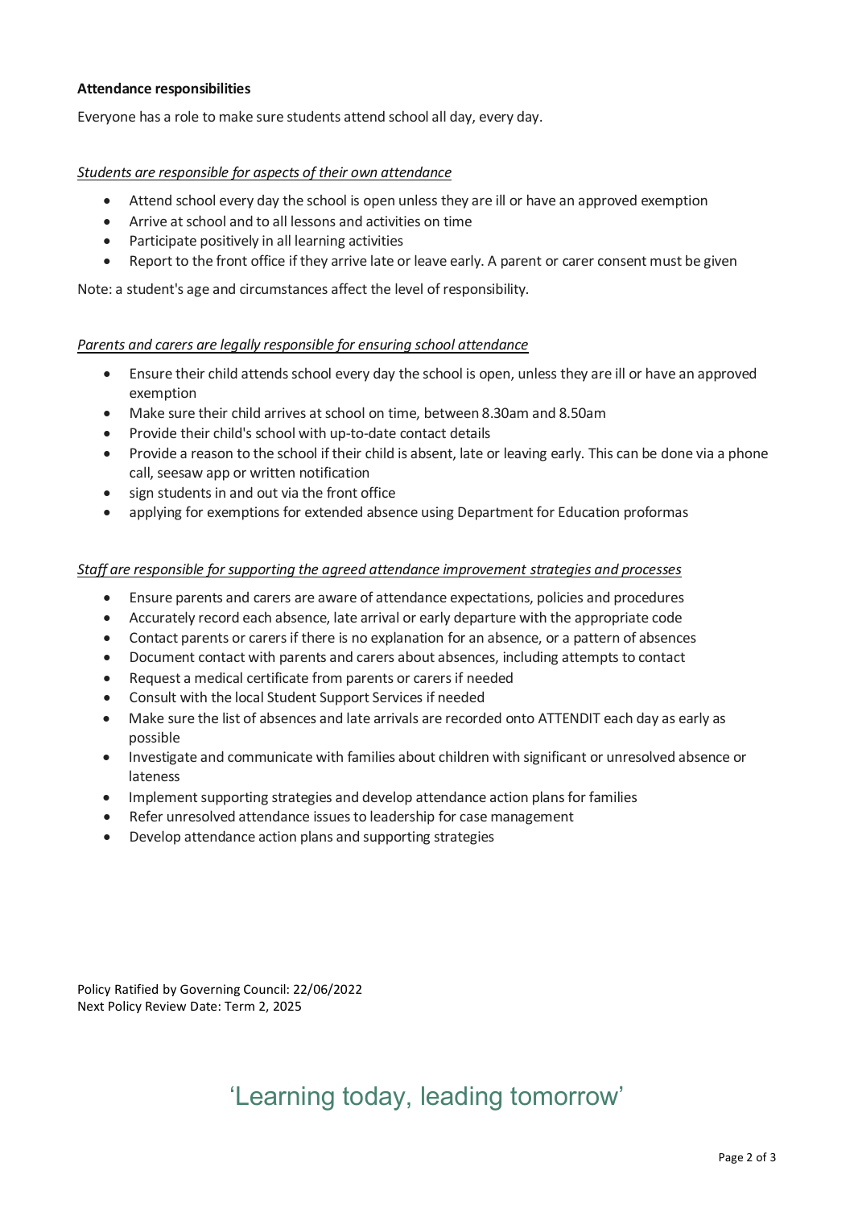**Attendance responsibilities**

Everyone has a role to make sure students attend school all day, every day.

*Students are responsible for aspects of their own attendance*

- Attend school every day the school is open unless they are ill or have an approved exemption
- Arrive at school and to all lessons and activities on time
- Participate positively in all learning activities
- Report to the front office if they arrive late or leave early. A parent or carer consent must be given

Note: a student's age and circumstances affect the level of responsibility.

*Parents and carers are legally responsible for ensuring school attendance*

- Ensure their child attends school every day the school is open, unless they are ill or have an approved exemption
- Make sure their child arrives at school on time, between 8.30am and 8.50am
- Provide their child's school with up-to-date contact details
- Provide a reason to the school if their child is absent, late or leaving early. This can be done via a phone call, seesaw app or written notification
- sign students in and out via the front office
- applying for exemptions for extended absence using Department for Education proformas

*Staff are responsible for supporting the agreed attendance improvement strategies and processes*

- Ensure parents and carers are aware of attendance expectations, policies and procedures
- Accurately record each absence, late arrival or early departure with the appropriate code
- Contact parents or carers if there is no explanation for an absence, or a pattern of absences
- Document contact with parents and carers about absences, including attempts to contact
- Request a medical certificate from parents or carers if needed
- Consult with the local Student Support Services if needed
- Make sure the list of absences and late arrivals are recorded onto ATTENDIT each day as early as possible
- Investigate and communicate with families about children with significant or unresolved absence or lateness
- Implement supporting strategies and develop attendance action plans for families
- Refer unresolved attendance issues to leadership for case management
- Develop attendance action plans and supporting strategies

Policy Ratified by Governing Council: 22/06/2022
Next Policy Review Date: Term 2, 2025

'Learning today, leading tomorrow'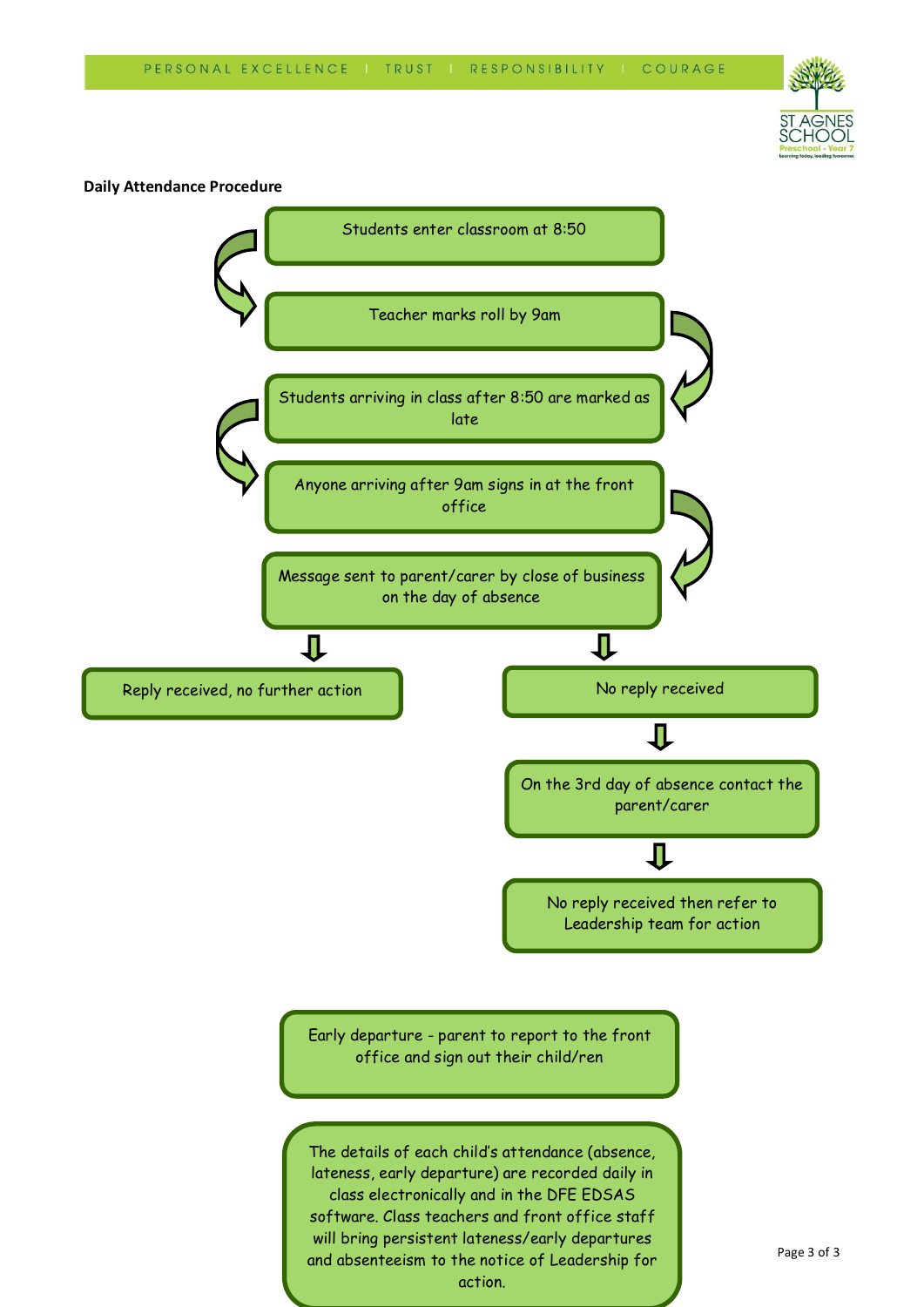**Daily Attendance Procedure**

Students enter classroom at 8:50

Teacher marks roll by 9am

Students arriving in class after 8:50 are marked as late

Anyone arriving after 9am signs in at the front office

Message sent to parent/carer by close of business on the day of absence

Reply received, no further action

No reply received

On the 3rd day of absence contact the parent/carer

No reply received then refer to Leadership team for action

Early departure - parent to report to the front office and sign out their child/ren

The details of each child's attendance (absence, lateness, early departure) are recorded daily in class electronically and in the DFE EDSAS software. Class teachers and front office staff will bring persistent lateness/early departures and absenteeism to the notice of Leadership for action.